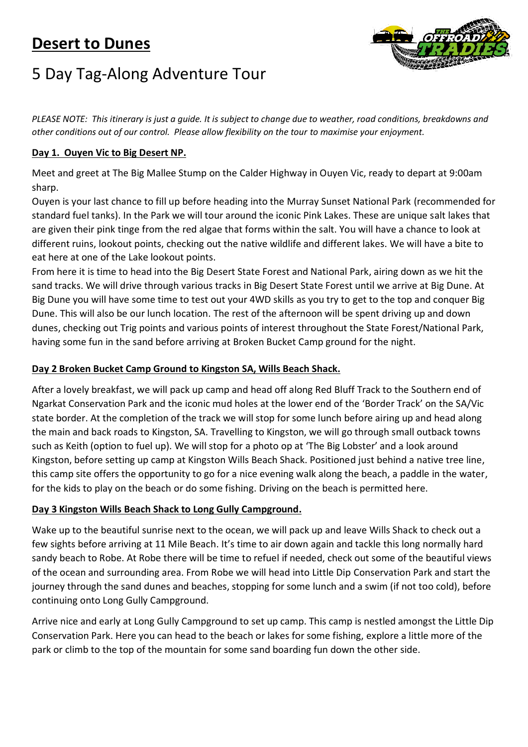# **Desert to Dunes**

## 5 Day Tag-Along Adventure Tour

*PLEASE NOTE: This itinerary is just a guide. It is subject to change due to weather, road conditions, breakdowns and other conditions out of our control. Please allow flexibility on the tour to maximise your enjoyment.*

### **Day 1. Ouyen Vic to Big Desert NP.**

Meet and greet at The Big Mallee Stump on the Calder Highway in Ouyen Vic, ready to depart at 9:00am sharp.

Ouyen is your last chance to fill up before heading into the Murray Sunset National Park (recommended for standard fuel tanks). In the Park we will tour around the iconic Pink Lakes. These are unique salt lakes that are given their pink tinge from the red algae that forms within the salt. You will have a chance to look at different ruins, lookout points, checking out the native wildlife and different lakes. We will have a bite to eat here at one of the Lake lookout points.

From here it is time to head into the Big Desert State Forest and National Park, airing down as we hit the sand tracks. We will drive through various tracks in Big Desert State Forest until we arrive at Big Dune. At Big Dune you will have some time to test out your 4WD skills as you try to get to the top and conquer Big Dune. This will also be our lunch location. The rest of the afternoon will be spent driving up and down dunes, checking out Trig points and various points of interest throughout the State Forest/National Park, having some fun in the sand before arriving at Broken Bucket Camp ground for the night.

### **Day 2 Broken Bucket Camp Ground to Kingston SA, Wills Beach Shack.**

After a lovely breakfast, we will pack up camp and head off along Red Bluff Track to the Southern end of Ngarkat Conservation Park and the iconic mud holes at the lower end of the 'Border Track' on the SA/Vic state border. At the completion of the track we will stop for some lunch before airing up and head along the main and back roads to Kingston, SA. Travelling to Kingston, we will go through small outback towns such as Keith (option to fuel up). We will stop for a photo op at 'The Big Lobster' and a look around Kingston, before setting up camp at Kingston Wills Beach Shack. Positioned just behind a native tree line, this camp site offers the opportunity to go for a nice evening walk along the beach, a paddle in the water, for the kids to play on the beach or do some fishing. Driving on the beach is permitted here.

### **Day 3 Kingston Wills Beach Shack to Long Gully Campground.**

Wake up to the beautiful sunrise next to the ocean, we will pack up and leave Wills Shack to check out a few sights before arriving at 11 Mile Beach. It's time to air down again and tackle this long normally hard sandy beach to Robe. At Robe there will be time to refuel if needed, check out some of the beautiful views of the ocean and surrounding area. From Robe we will head into Little Dip Conservation Park and start the journey through the sand dunes and beaches, stopping for some lunch and a swim (if not too cold), before continuing onto Long Gully Campground.

Arrive nice and early at Long Gully Campground to set up camp. This camp is nestled amongst the Little Dip Conservation Park. Here you can head to the beach or lakes for some fishing, explore a little more of the park or climb to the top of the mountain for some sand boarding fun down the other side.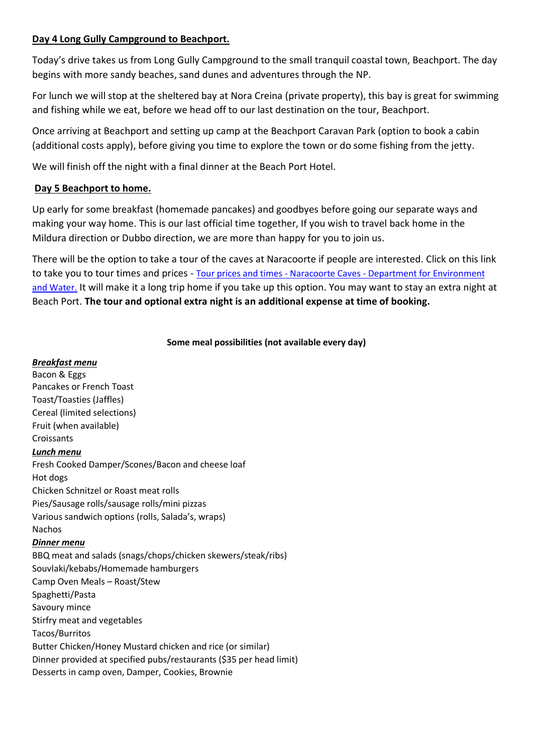**Day 4 Long Gully Campground to Beachport.**

Today's drive takes us from Long Gully Campground to the small tranquil coastal town, Beachport. The day begins with more sandy beaches, sand dunes and adventures through the NP.

For lunch we will stop at the sheltered bay at Nora Creina (private property), this bay is great for swimming and fishing while we eat, before we head off to our last destination on the tour, Beachport.

Once arriving at Beachport and setting up camp at the Beachport Caravan Park (option to book a cabin (additional costs apply), before giving you time to explore the town or do some fishing from the jetty.

We will finish off the night with a final dinner at the Beach Port Hotel.

**Day 5 Beachport to home.**

Up early for some breakfast (homemade pancakes) and goodbyes before going our separate ways and making your way home. This is our last official time together, If you wish to travel back home in the Mildura direction or Dubbo direction, we are more than happy for you to join us.

There will be the option to take a tour of the caves at Naracoorte if people are interested. Click on this link to take you to tour times and prices - Tour prices and times - Naracoorte Caves - Department for Environment and Water. It will make it a long trip home if you take up this option. You may want to stay an extra night at Beach Port. **The tour and optional extra night is an additional expense at time of booking.**

**Some meal possibilities (not available every day)**

***Breakfast menu***

Bacon & Eggs
Pancakes or French Toast
Toast/Toasties (Jaffles)
Cereal (limited selections)
Fruit (when available)
Croissants

***Lunch menu***

Fresh Cooked Damper/Scones/Bacon and cheese loaf
Hot dogs
Chicken Schnitzel or Roast meat rolls
Pies/Sausage rolls/sausage rolls/mini pizzas
Various sandwich options (rolls, Salada's, wraps)
Nachos

***Dinner menu***

BBQ meat and salads (snags/chops/chicken skewers/steak/ribs)
Souvlaki/kebabs/Homemade hamburgers
Camp Oven Meals – Roast/Stew
Spaghetti/Pasta
Savoury mince
Stirfry meat and vegetables
Tacos/Burritos
Butter Chicken/Honey Mustard chicken and rice (or similar)
Dinner provided at specified pubs/restaurants ($35 per head limit)
Desserts in camp oven, Damper, Cookies, Brownie